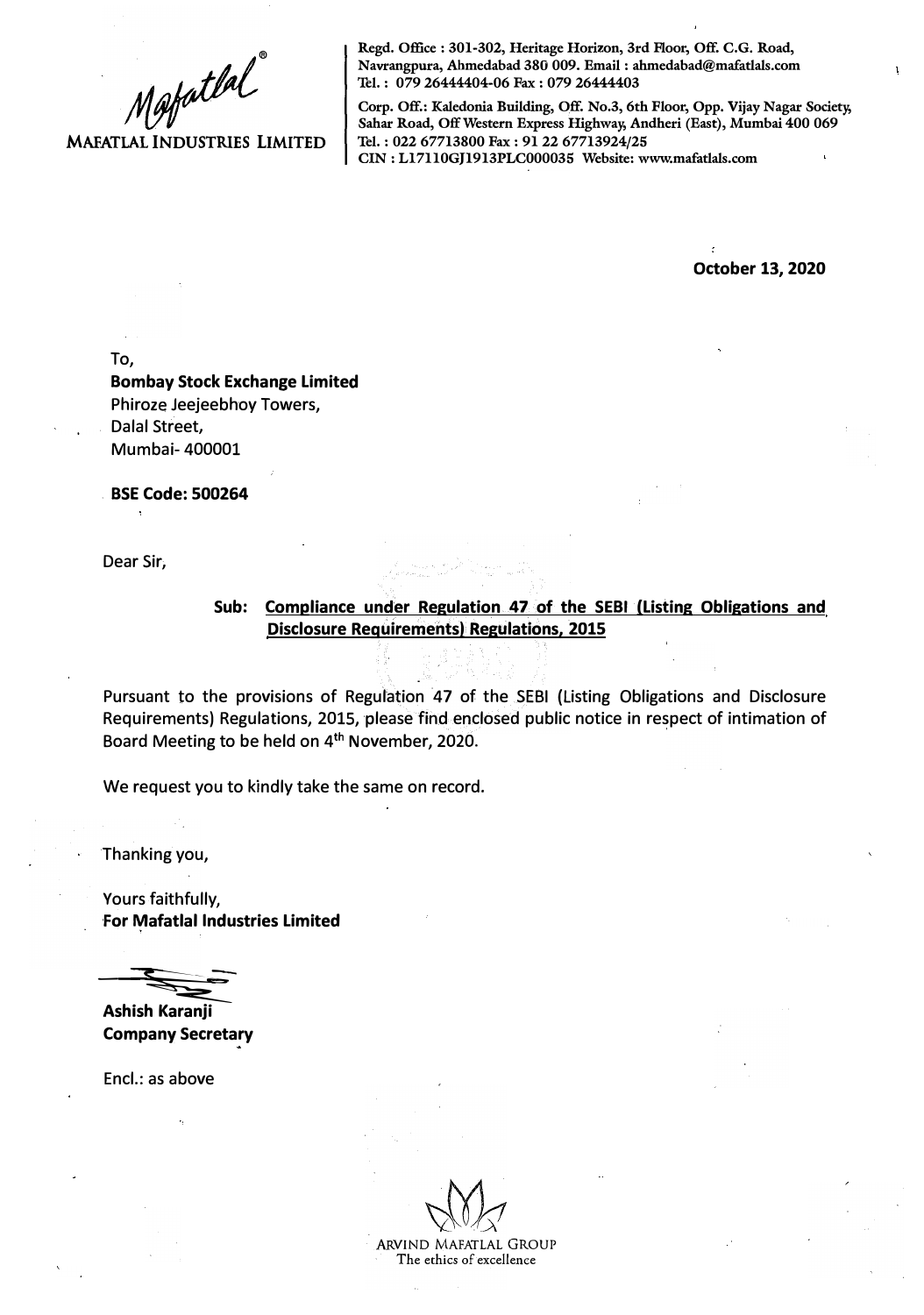**MAFATLAL INDUSTRIES LIMITED**

Regd. Office : 301-302, Heritage Horizon, 3rd Floor, Off. C.G. Road, Navrangpura, Ahmedabad 380 009. Email : ahmedabad@mafatlals.com
Tel. : 079 26444404-06 Fax : 079 26444403

Corp. Off.: Kaledonia Building, Off. No.3, 6th Floor, Opp. Vijay Nagar Society, Sahar Road, Off Western Express Highway, Andheri (East), Mumbai 400 069
Tel. : 022 67713800 Fax : 91 22 67713924/25
CIN : L17110GJ1913PLC000035 Website: www.mafatlals.com

**October 13, 2020**

To,
**Bombay Stock Exchange Limited**
Phiroze Jeejeebhoy Towers,
Dalal Street,
Mumbai- 400001

**BSE Code: 500264**

Dear Sir,

**Sub: Compliance under Regulation 47 of the SEBI (Listing Obligations and Disclosure Requirements) Regulations, 2015**

Pursuant to the provisions of Regulation 47 of the SEBI (Listing Obligations and Disclosure Requirements) Regulations, 2015, please find enclosed public notice in respect of intimation of Board Meeting to be held on 4th November, 2020.

We request you to kindly take the same on record.

Thanking you,

Yours faithfully,
**For Mafatlal Industries Limited**

**Ashish Karanji**
**Company Secretary**

Encl.: as above

ARVIND MAFATLAL GROUP
The ethics of excellence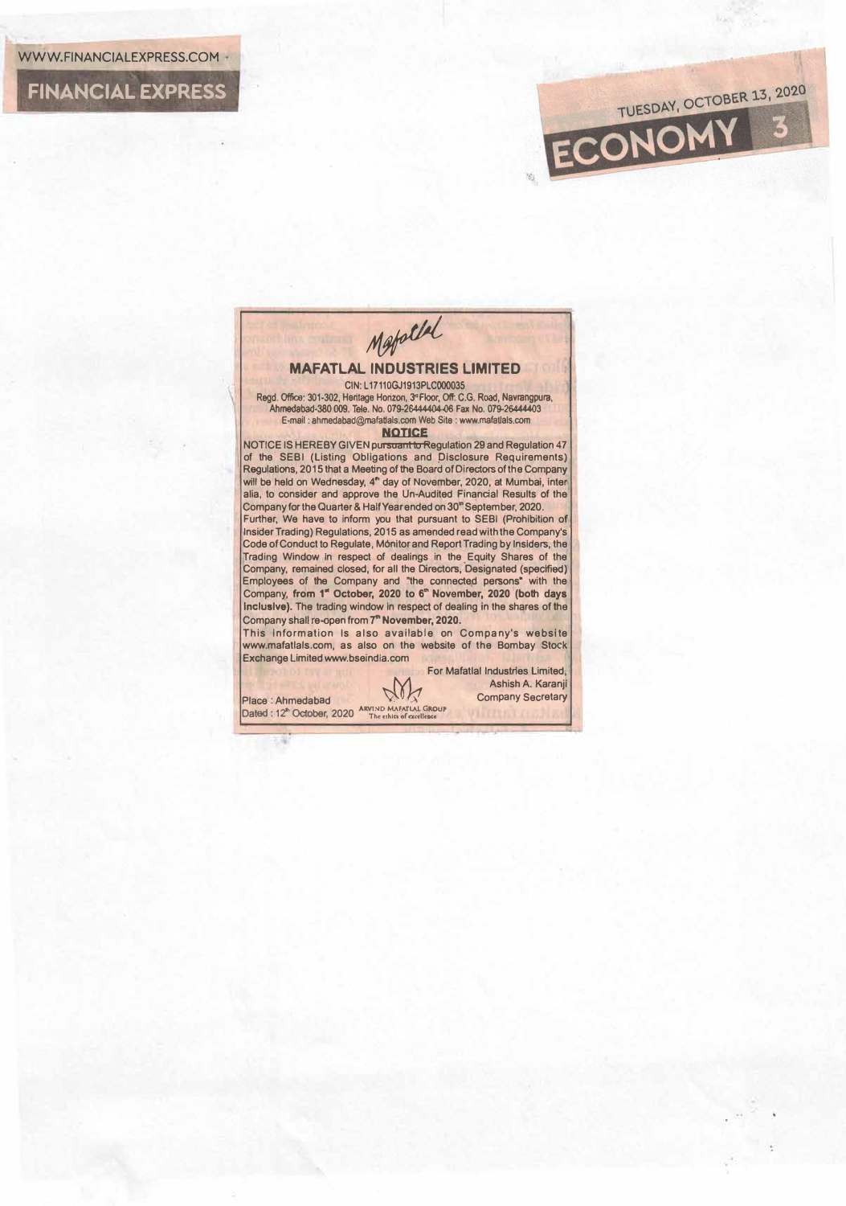WWW.FINANCIALEXPRESS.COM

FINANCIAL EXPRESS

TUESDAY, OCTOBER 13, 2020

ECONOMY

Mafatlal

## MAFATLAL INDUSTRIES LIMITED

CIN: L17110GJ1913PLC000035

Regd. Office: 301-302, Heritage Horizon, 3rd Floor, Off: C.G. Road, Navrangpura, Ahmedabad-380 009. Tele. No. 079-26444404-06 Fax No. 079-26444403

E-mail : ahmedabad@mafatlals.com Web Site : www.mafatlals.com

### NOTICE

NOTICE IS HEREBY GIVEN pursuant to Regulation 29 and Regulation 47 of the SEBI (Listing Obligations and Disclosure Requirements) Regulations, 2015 that a Meeting of the Board of Directors of the Company will be held on Wednesday, 4th day of November, 2020, at Mumbai, inter alia, to consider and approve the Un-Audited Financial Results of the Company for the Quarter & Half Year ended on 30th September, 2020.

Further, We have to inform you that pursuant to SEBI (Prohibition of Insider Trading) Regulations, 2015 as amended read with the Company's Code of Conduct to Regulate, Monitor and Report Trading by Insiders, the Trading Window in respect of dealings in the Equity Shares of the Company, remained closed, for all the Directors, Designated (specified) Employees of the Company and "the connected persons" with the Company, **from 1st October, 2020 to 6th November, 2020 (both days inclusive).** The trading window in respect of dealing in the shares of the Company shall re-open from **7th November, 2020.**

This information is also available on Company's website www.mafatlals.com, as also on the website of the Bombay Stock Exchange Limited www.bseindia.com

For Mafatlal Industries Limited,
Ashish A. Karanji
Company Secretary

Place : Ahmedabad
Dated : 12th October, 2020

ARVIND MAFATLAL GROUP
The ethics of excellence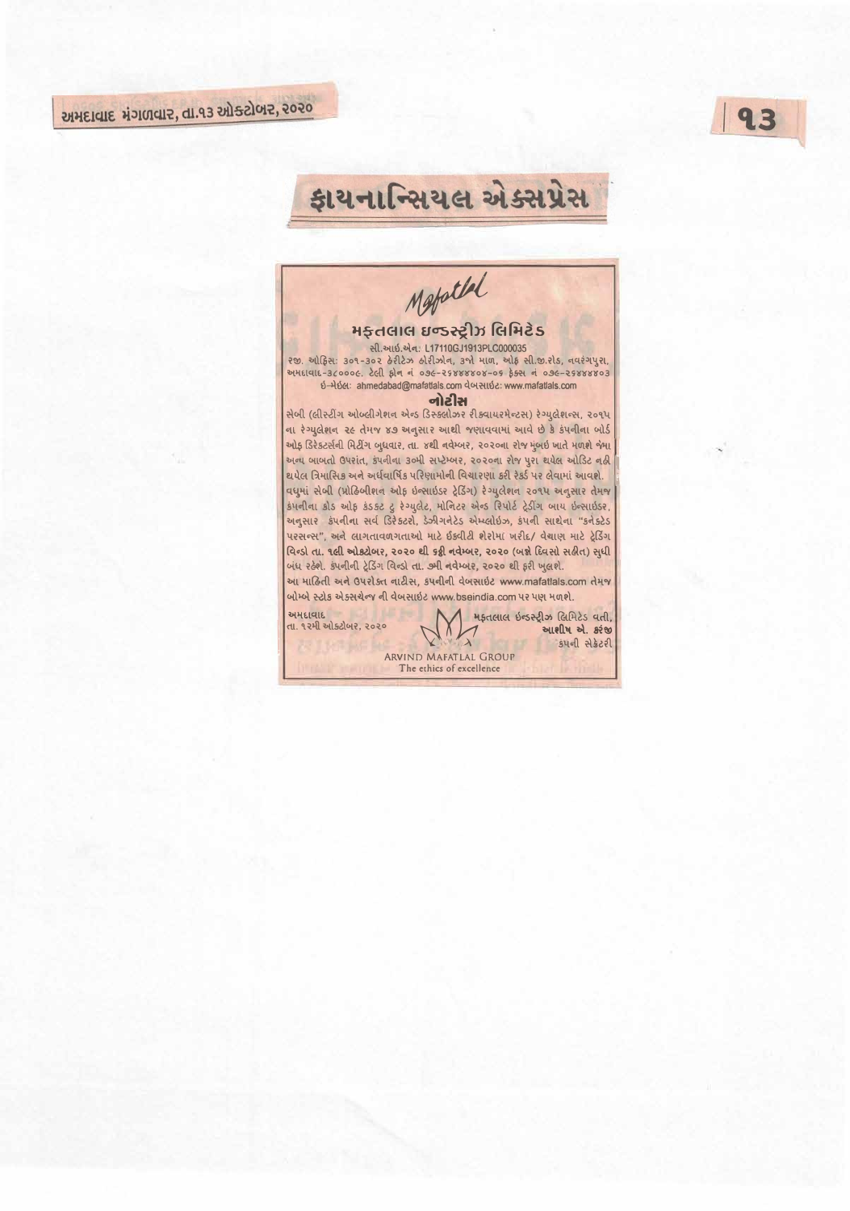અમદાવાદ મંગળવાર, તા.૧૩ ઓક્ટોબર, ૨૦૨૦

# ફાયનાન્સિયલ એક્સપ્રેસ

Mafatlal

## મફતલાલ ઇન્ડસ્ટ્રીઝ લિમિટેડ

સી.આઇ.એન.: L17110GJ1913PLC000035

રજી. ઓફિસ: ૩૦૧-૩૦૨ હેરીટેઝ હોરીઝોન, ૩જો માળ, ઓફ સી.જી.રોડ, નવરંગપુરા, અમદાવાદ-૩૮૦૦૦૯. ટેલી ફોન નં ૦૭૯-૨૬૪૪૪૪૦૪-૦૬ ફેક્સ નં ૦૭૯-૨૬૪૪૪૪૦૩

ઇ-મેઇલ: ahmedabad@mafatlals.com વેબસાઇટ: www.mafatlals.com

### નોટીસ

સેબી (લીસ્ટીંગ ઓબ્લીગેશન એન્ડ ડિસ્કલોઝર રીક્વાયરમેન્ટસ) રેગ્યુલેશન્સ, ૨૦૧૫ ના રેગ્યુલેશન ૨૯ તેમજ ૪૭ અનુસાર આથી જણાવવામાં આવે છે કે કંપનીના બોર્ડ ઓફ ડિરેક્ટર્સની મિટીંગ બુધવાર, તા. ૪થી નવેમ્બર, ૨૦૨૦ના રોજ મુંબઇ ખાતે મળશે જેમા અન્ય બાબતો ઉપરાંત, કંપનીના ૩૦મી સપ્ટેમ્બર, ૨૦૨૦ના રોજ પુરા થયેલ ઓડિટ નહી થયેલ ત્રિમાસિક અને અર્ધવાર્ષિક પરિણામોની વિચારણા કરી રેકર્ડ પર લેવામાં આવશે.

વધુમાં સેબી (પ્રોહિબીશન ઓફ ઇન્સાઇડર ટ્રેડિંગ) રેગ્યુલેશન ૨૦૧૫ અનુસાર તેમજ કંપનીના કોડ ઓફ કંડક્ટ ટુ રેગ્યુલેટ, મોનિટર એન્ડ રિપોર્ટ ટ્રેડીંગ બાય ઇન્સાઇડર, અનુસાર કંપનીના સર્વ ડિરેક્ટરો, ડેઝીગનેટેડ એમ્પ્લોઇઝ, કંપની સાથેના "કનેક્ટેડ પરસન્સ", અને લાગતાવળગતાઓ માટે ઇક્વીટી શેરોમા ખરીદ/ વેચાણ માટે ટ્રેડીંગ વિન્ડો **તા. ૧લી ઓક્ટોબર, ૨૦૨૦ થી ૬ઠ્ઠી નવેમ્બર, ૨૦૨૦ (બન્ને દિવસો સહીત)** સુધી બંધ રહેશે. કંપનીની ટ્રેડીંગ વિન્ડો તા. ૭મી નવેમ્બર, ૨૦૨૦ થી ફરી ખુલશે.

આ માહિતી અને ઉપરોક્ત નોટીસ, કંપનીની વેબસાઇટ www.mafatlals.com તેમજ બોમ્બે સ્ટોક એક્સચેન્જ ની વેબસાઇટ www.bseindia.com પર પણ મળશે.

અમદાવાદ
તા. ૧૨મી ઓક્ટોબર, ૨૦૨૦

મફતલાલ ઇન્ડસ્ટ્રીઝ લિમિટેડ વતી,
**આશીષ એ. કરંજી**
કંપની સેક્રેટરી

ARVIND MAFATLAL GROUP
The ethics of excellence